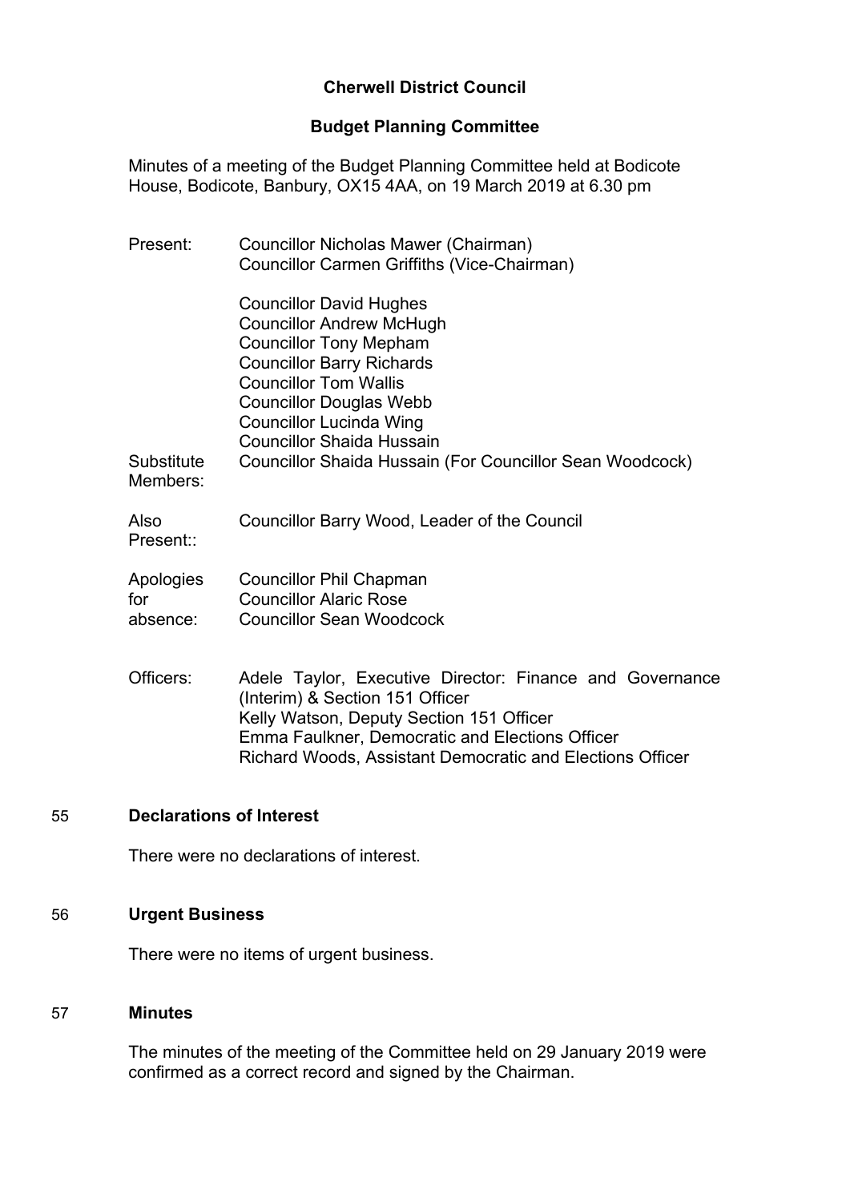**Cherwell District Council**

**Budget Planning Committee**

Minutes of a meeting of the Budget Planning Committee held at Bodicote House, Bodicote, Banbury, OX15 4AA, on 19 March 2019 at 6.30 pm

Present: Councillor Nicholas Mawer (Chairman)
Councillor Carmen Griffiths (Vice-Chairman)

Councillor David Hughes
Councillor Andrew McHugh
Councillor Tony Mepham
Councillor Barry Richards
Councillor Tom Wallis
Councillor Douglas Webb
Councillor Lucinda Wing
Councillor Shaida Hussain

Substitute Members: Councillor Shaida Hussain (For Councillor Sean Woodcock)

Also Present:: Councillor Barry Wood, Leader of the Council

Apologies for absence: Councillor Phil Chapman
Councillor Alaric Rose
Councillor Sean Woodcock

Officers: Adele Taylor, Executive Director: Finance and Governance (Interim) & Section 151 Officer
Kelly Watson, Deputy Section 151 Officer
Emma Faulkner, Democratic and Elections Officer
Richard Woods, Assistant Democratic and Elections Officer

## 55 Declarations of Interest

There were no declarations of interest.

## 56 Urgent Business

There were no items of urgent business.

## 57 Minutes

The minutes of the meeting of the Committee held on 29 January 2019 were confirmed as a correct record and signed by the Chairman.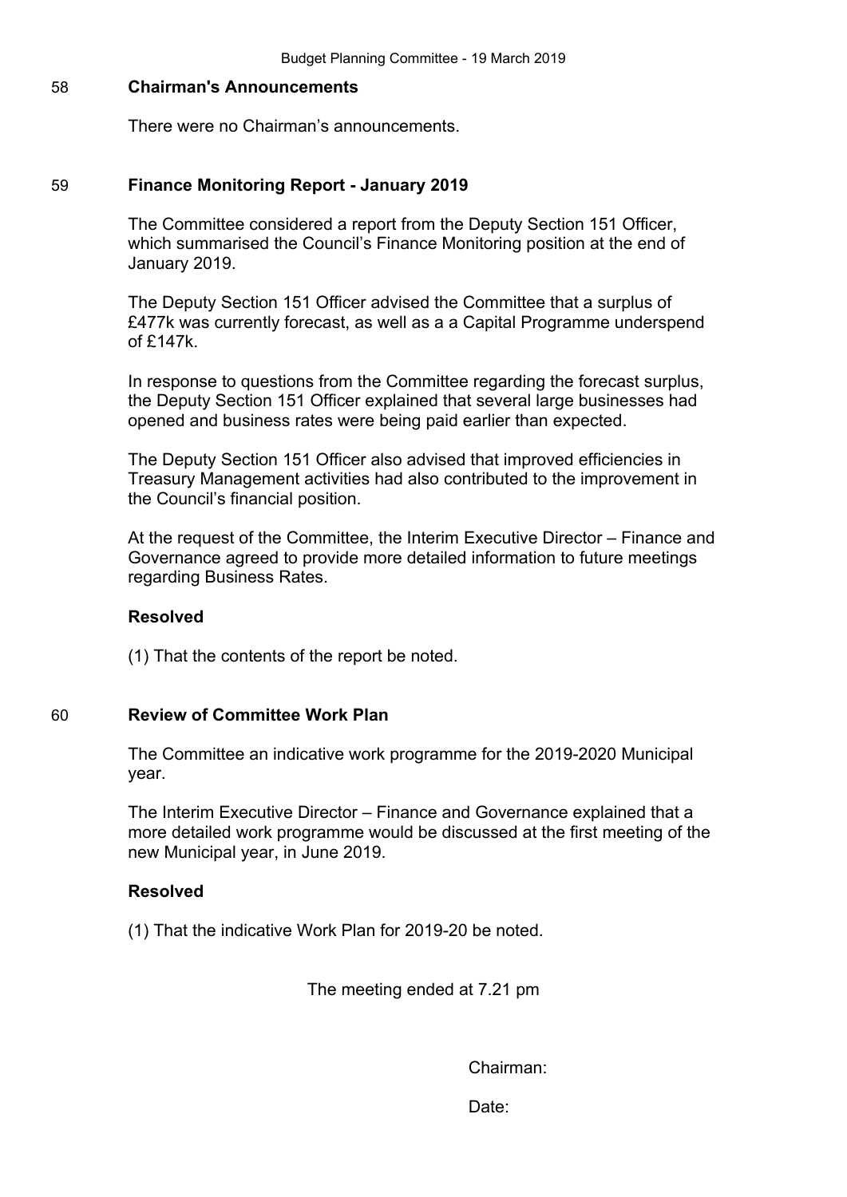## 58 Chairman's Announcements

There were no Chairman's announcements.

## 59 Finance Monitoring Report - January 2019

The Committee considered a report from the Deputy Section 151 Officer, which summarised the Council's Finance Monitoring position at the end of January 2019.

The Deputy Section 151 Officer advised the Committee that a surplus of £477k was currently forecast, as well as a a Capital Programme underspend of £147k.

In response to questions from the Committee regarding the forecast surplus, the Deputy Section 151 Officer explained that several large businesses had opened and business rates were being paid earlier than expected.

The Deputy Section 151 Officer also advised that improved efficiencies in Treasury Management activities had also contributed to the improvement in the Council's financial position.

At the request of the Committee, the Interim Executive Director – Finance and Governance agreed to provide more detailed information to future meetings regarding Business Rates.

**Resolved**

(1) That the contents of the report be noted.

## 60 Review of Committee Work Plan

The Committee an indicative work programme for the 2019-2020 Municipal year.

The Interim Executive Director – Finance and Governance explained that a more detailed work programme would be discussed at the first meeting of the new Municipal year, in June 2019.

**Resolved**

(1) That the indicative Work Plan for 2019-20 be noted.

The meeting ended at 7.21 pm

Chairman:

Date: